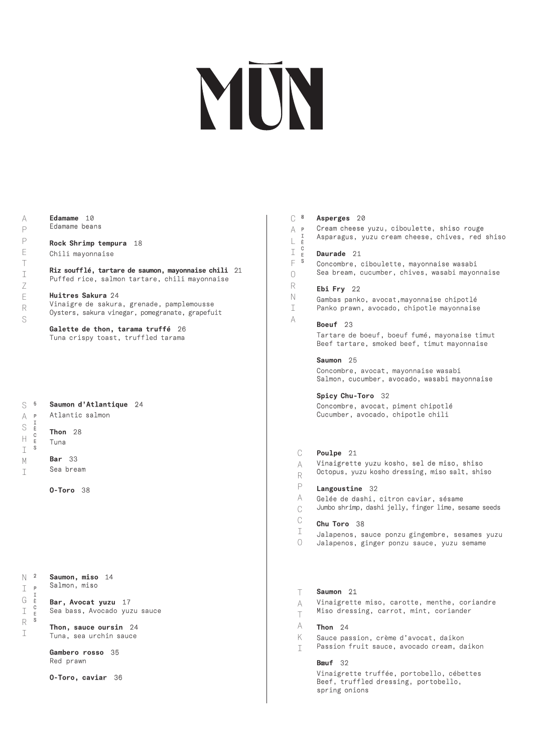# MŪN

## APPETIZERS

**Edamame** 10
Edamame beans

**Rock Shrimp tempura** 18
Chili mayonnaise

**Riz soufflé, tartare de saumon, mayonnaise chili** 21
Puffed rice, salmon tartare, chili mayonnaise

**Huitres Sakura** 24
Vinaigre de sakura, grenade, pamplemousse
Oysters, sakura vinegar, pomegranate, grapefuit

**Galette de thon, tarama truffé** 26
Tuna crispy toast, truffled tarama

## SASHIMI

5 PIÈCES

**Saumon d'Atlantique** 24
Atlantic salmon

**Thon** 28
Tuna

**Bar** 33
Sea bream

**O-Toro** 38

## NIGIRI

2 PIÈCES

**Saumon, miso** 14
Salmon, miso

**Bar, Avocat yuzu** 17
Sea bass, Avocado yuzu sauce

**Thon, sauce oursin** 24
Tuna, sea urchin sauce

**Gambero rosso** 35
Red prawn

**O-Toro, caviar** 36

## CALIFORNIA

8 PIÈCES

**Asperges** 20
Cream cheese yuzu, ciboulette, shiso rouge
Asparagus, yuzu cream cheese, chives, red shiso

**Daurade** 21
Concombre, ciboulette, mayonnaise wasabi
Sea bream, cucumber, chives, wasabi mayonnaise

**Ebi Fry** 22
Gambas panko, avocat,mayonnaise chipotlé
Panko prawn, avocado, chipotle mayonnaise

**Boeuf** 23
Tartare de boeuf, boeuf fumé, mayonaise timut
Beef tartare, smoked beef, timut mayonnaise

**Saumon** 25
Concombre, avocat, mayonnaise wasabi
Salmon, cucumber, avocado, wasabi mayonnaise

**Spicy Chu-Toro** 32
Concombre, avocat, piment chipotlé
Cucumber, avocado, chipotle chili

## CARPACCIO

**Poulpe** 21
Vinaigrette yuzu kosho, sel de miso, shiso
Octopus, yuzu kosho dressing, miso salt, shiso

**Langoustine** 32
Gelée de dashi, citron caviar, sésame
Jumbo shrimp, dashi jelly, finger lime, sesame seeds

**Chu Toro** 38
Jalapenos, sauce ponzu gingembre, sesames yuzu
Jalapenos, ginger ponzu sauce, yuzu semame

## TATAKI

**Saumon** 21
Vinaigrette miso, carotte, menthe, coriandre
Miso dressing, carrot, mint, coriander

**Thon** 24
Sauce passion, crème d'avocat, daikon
Passion fruit sauce, avocado cream, daikon

**Bœuf** 32
Vinaigrette truffée, portobello, cébettes
Beef, truffled dressing, portobello, spring onions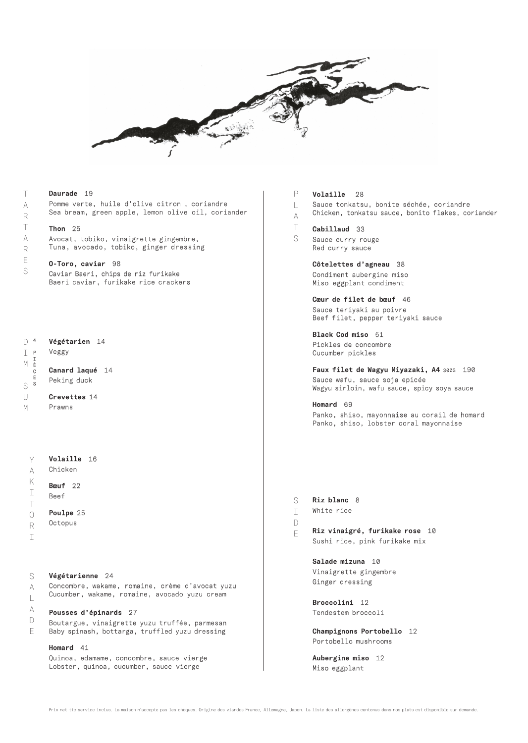## Tartares

**Daurade** 19
Pomme verte, huile d'olive citron , coriandre
Sea bream, green apple, lemon olive oil, coriander

**Thon** 25
Avocat, tobiko, vinaigrette gingembre,
Tuna, avocado, tobiko, ginger dressing

**O-Toro, caviar** 98
Caviar Baeri, chips de riz furikake
Baeri caviar, furikake rice crackers

## Dim Sum (4 pièces)

**Végétarien** 14
Veggy

**Canard laqué** 14
Peking duck

**Crevettes** 14
Prawns

## Yakitori

**Volaille** 16
Chicken

**Bœuf** 22
Beef

**Poulpe** 25
Octopus

## Salade

**Végétarienne** 24
Concombre, wakame, romaine, crème d'avocat yuzu
Cucumber, wakame, romaine, avocado yuzu cream

**Pousses d'épinards** 27
Boutargue, vinaigrette yuzu truffée, parmesan
Baby spinash, bottarga, truffled yuzu dressing

**Homard** 41
Quinoa, edamame, concombre, sauce vierge
Lobster, quinoa, cucumber, sauce vierge

## Plats

**Volaille** 28
Sauce tonkatsu, bonite séchée, coriandre
Chicken, tonkatsu sauce, bonito flakes, coriander

**Cabillaud** 33
Sauce curry rouge
Red curry sauce

**Côtelettes d'agneau** 38
Condiment aubergine miso
Miso eggplant condiment

**Cœur de filet de bœuf** 46
Sauce teriyaki au poivre
Beef filet, pepper teriyaki sauce

**Black Cod miso** 51
Pickles de concombre
Cucumber pickles

**Faux filet de Wagyu Miyazaki, A4** 300G 190
Sauce wafu, sauce soja epicée
Wagyu sirloin, wafu sauce, spicy soya sauce

**Homard** 69
Panko, shiso, mayonnaise au corail de homard
Panko, shiso, lobster coral mayonnaise

## Side

**Riz blanc** 8
White rice

**Riz vinaigré, furikake rose** 10
Sushi rice, pink furikake mix

**Salade mizuna** 10
Vinaigrette gingembre
Ginger dressing

**Broccolini** 12
Tendestem broccoli

**Champignons Portobello** 12
Portobello mushrooms

**Aubergine miso** 12
Miso eggplant

Prix net ttc service inclus. La maison n'accepte pas les chèques. Origine des viandes France, Allemagne, Japon. La liste des allergènes contenus dans nos plats est disponible sur demande.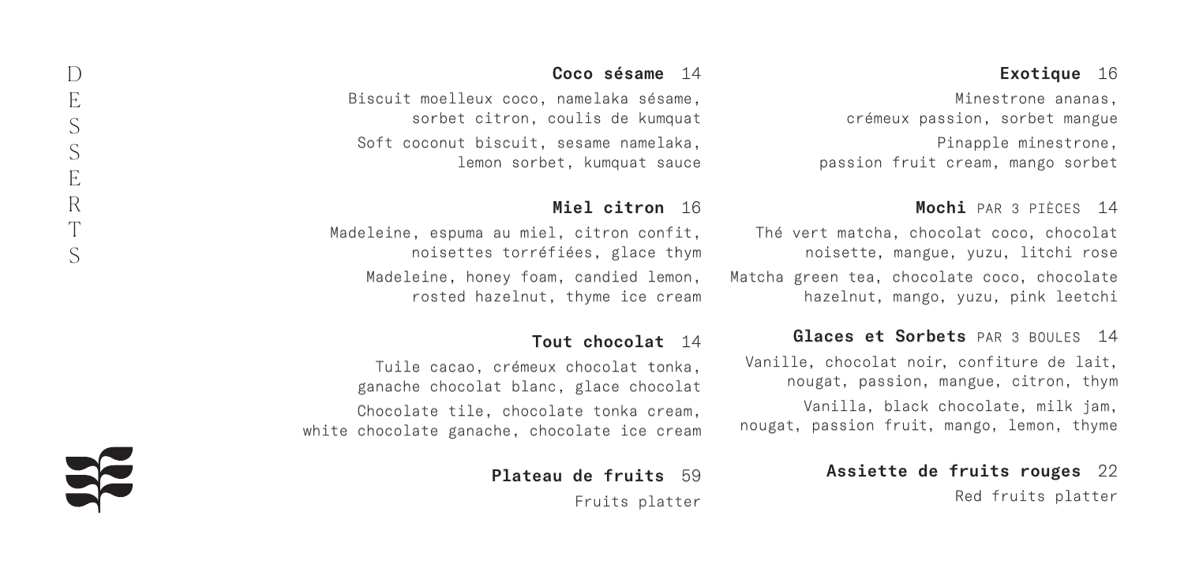# DESSERTS

**Coco sésame** 14

Biscuit moelleux coco, namelaka sésame, sorbet citron, coulis de kumquat

Soft coconut biscuit, sesame namelaka, lemon sorbet, kumquat sauce

**Miel citron** 16

Madeleine, espuma au miel, citron confit, noisettes torréfiées, glace thym

Madeleine, honey foam, candied lemon, rosted hazelnut, thyme ice cream

**Tout chocolat** 14

Tuile cacao, crémeux chocolat tonka, ganache chocolat blanc, glace chocolat

Chocolate tile, chocolate tonka cream, white chocolate ganache, chocolate ice cream

**Plateau de fruits** 59

Fruits platter

**Exotique** 16

Minestrone ananas, crémeux passion, sorbet mangue

Pinapple minestrone, passion fruit cream, mango sorbet

**Mochi** PAR 3 PIÈCES 14

Thé vert matcha, chocolat coco, chocolat noisette, mangue, yuzu, litchi rose

Matcha green tea, chocolate coco, chocolate hazelnut, mango, yuzu, pink leetchi

**Glaces et Sorbets** PAR 3 BOULES 14

Vanille, chocolat noir, confiture de lait, nougat, passion, mangue, citron, thym

Vanilla, black chocolate, milk jam, nougat, passion fruit, mango, lemon, thyme

**Assiette de fruits rouges** 22

Red fruits platter